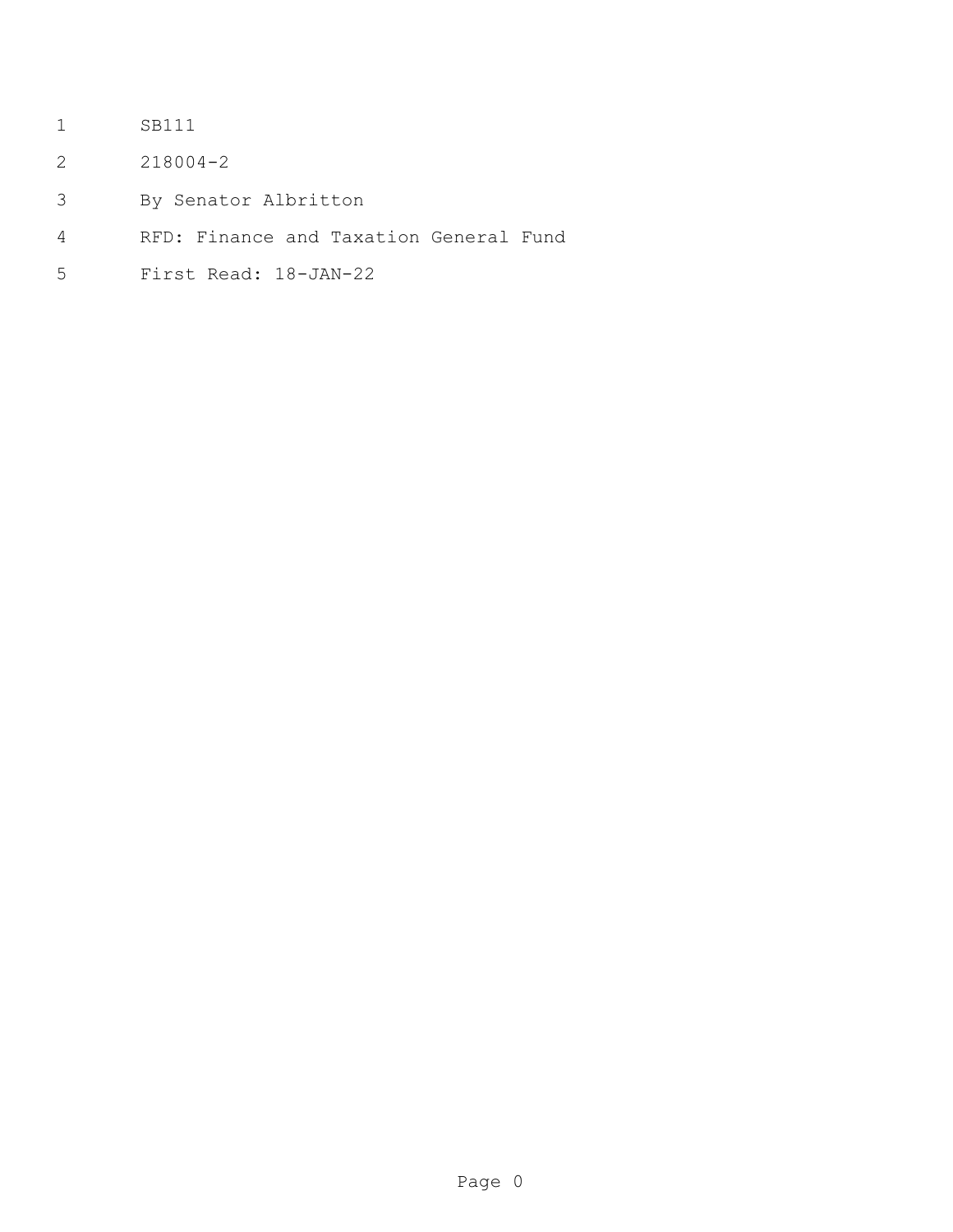SB111

218004-2

By Senator Albritton

RFD: Finance and Taxation General Fund

First Read: 18-JAN-22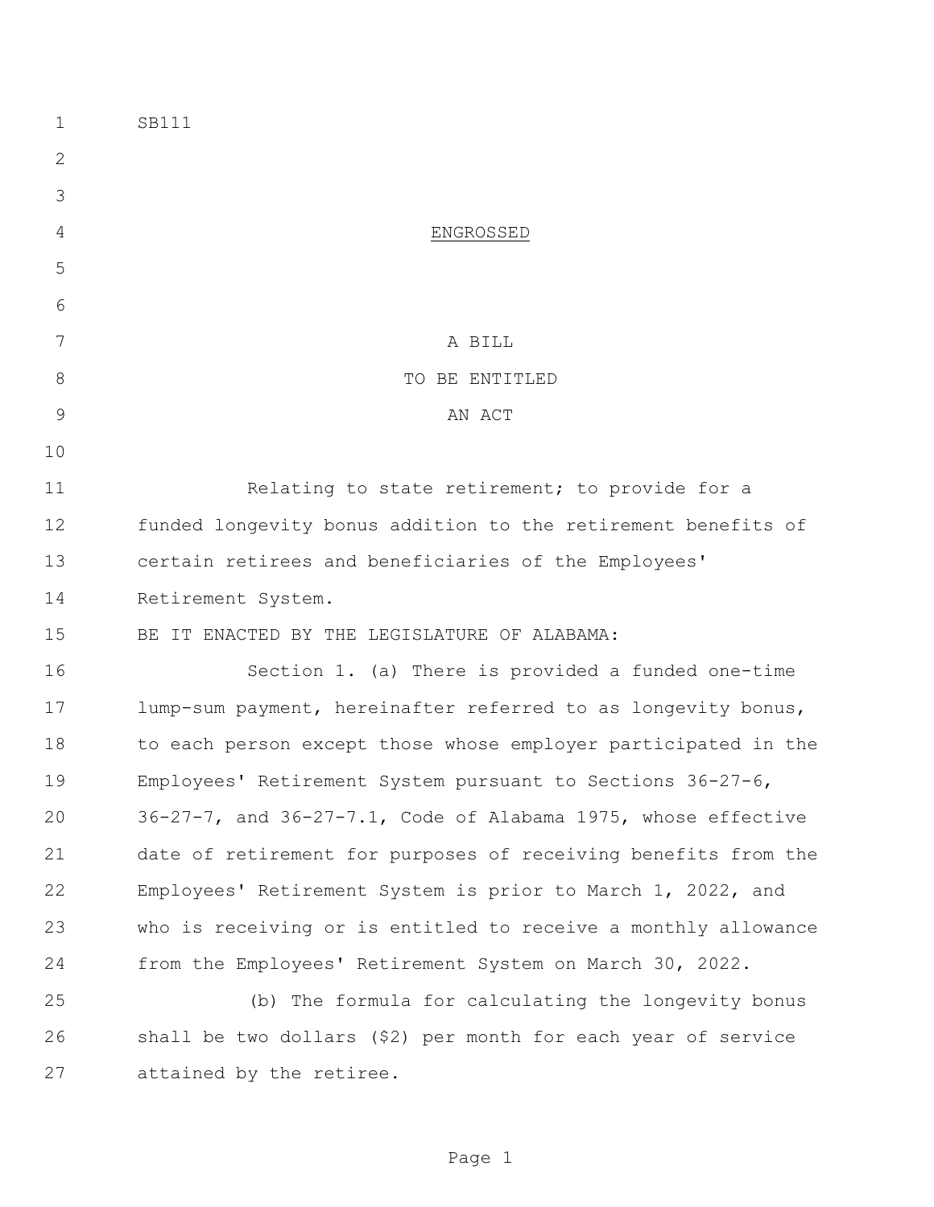SB111

ENGROSSED

A BILL
TO BE ENTITLED
AN ACT

Relating to state retirement; to provide for a funded longevity bonus addition to the retirement benefits of certain retirees and beneficiaries of the Employees' Retirement System.

BE IT ENACTED BY THE LEGISLATURE OF ALABAMA:

Section 1. (a) There is provided a funded one-time lump-sum payment, hereinafter referred to as longevity bonus, to each person except those whose employer participated in the Employees' Retirement System pursuant to Sections 36-27-6, 36-27-7, and 36-27-7.1, Code of Alabama 1975, whose effective date of retirement for purposes of receiving benefits from the Employees' Retirement System is prior to March 1, 2022, and who is receiving or is entitled to receive a monthly allowance from the Employees' Retirement System on March 30, 2022.

(b) The formula for calculating the longevity bonus shall be two dollars ($2) per month for each year of service attained by the retiree.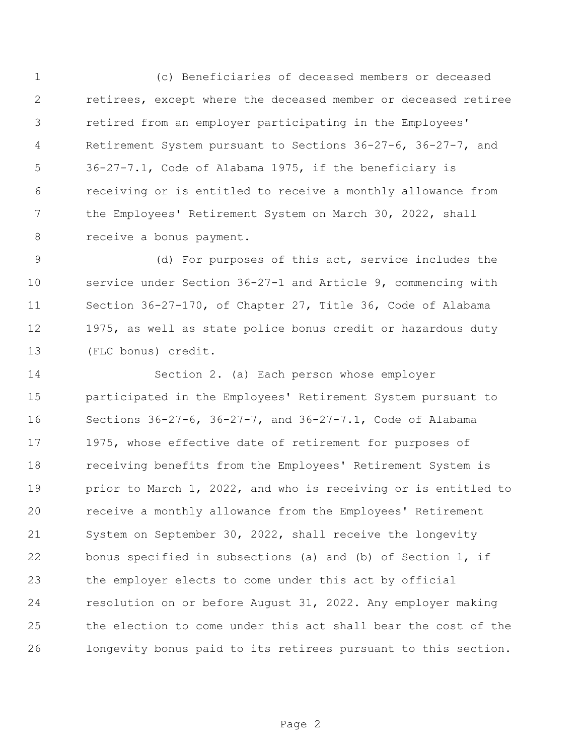(c) Beneficiaries of deceased members or deceased retirees, except where the deceased member or deceased retiree retired from an employer participating in the Employees' Retirement System pursuant to Sections 36-27-6, 36-27-7, and 36-27-7.1, Code of Alabama 1975, if the beneficiary is receiving or is entitled to receive a monthly allowance from the Employees' Retirement System on March 30, 2022, shall receive a bonus payment.

(d) For purposes of this act, service includes the service under Section 36-27-1 and Article 9, commencing with Section 36-27-170, of Chapter 27, Title 36, Code of Alabama 1975, as well as state police bonus credit or hazardous duty (FLC bonus) credit.

Section 2. (a) Each person whose employer participated in the Employees' Retirement System pursuant to Sections 36-27-6, 36-27-7, and 36-27-7.1, Code of Alabama 1975, whose effective date of retirement for purposes of receiving benefits from the Employees' Retirement System is prior to March 1, 2022, and who is receiving or is entitled to receive a monthly allowance from the Employees' Retirement System on September 30, 2022, shall receive the longevity bonus specified in subsections (a) and (b) of Section 1, if the employer elects to come under this act by official resolution on or before August 31, 2022. Any employer making the election to come under this act shall bear the cost of the longevity bonus paid to its retirees pursuant to this section.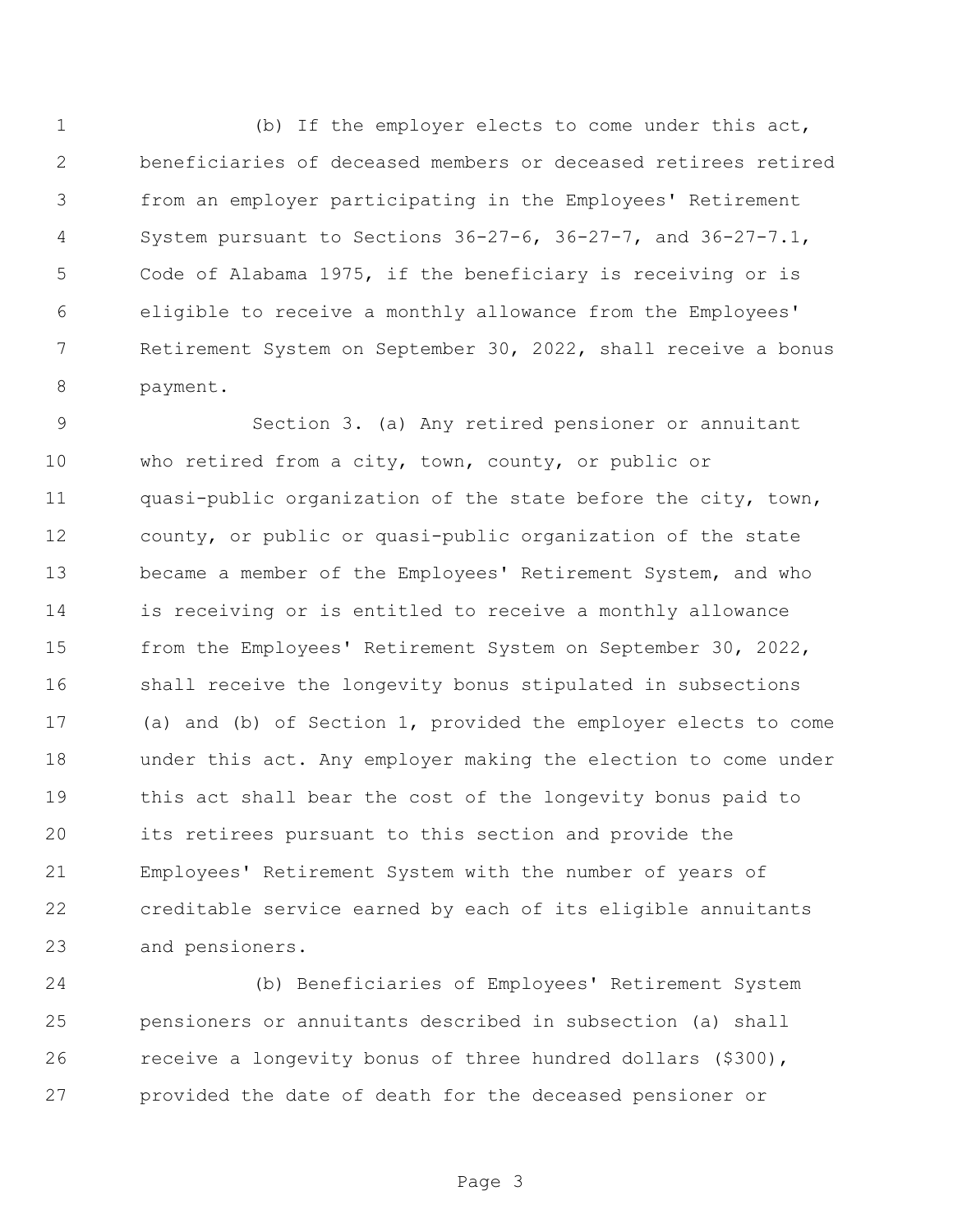(b) If the employer elects to come under this act, beneficiaries of deceased members or deceased retirees retired from an employer participating in the Employees' Retirement System pursuant to Sections 36-27-6, 36-27-7, and 36-27-7.1, Code of Alabama 1975, if the beneficiary is receiving or is eligible to receive a monthly allowance from the Employees' Retirement System on September 30, 2022, shall receive a bonus payment.

Section 3. (a) Any retired pensioner or annuitant who retired from a city, town, county, or public or quasi-public organization of the state before the city, town, county, or public or quasi-public organization of the state became a member of the Employees' Retirement System, and who is receiving or is entitled to receive a monthly allowance from the Employees' Retirement System on September 30, 2022, shall receive the longevity bonus stipulated in subsections (a) and (b) of Section 1, provided the employer elects to come under this act. Any employer making the election to come under this act shall bear the cost of the longevity bonus paid to its retirees pursuant to this section and provide the Employees' Retirement System with the number of years of creditable service earned by each of its eligible annuitants and pensioners.

(b) Beneficiaries of Employees' Retirement System pensioners or annuitants described in subsection (a) shall receive a longevity bonus of three hundred dollars ($300), provided the date of death for the deceased pensioner or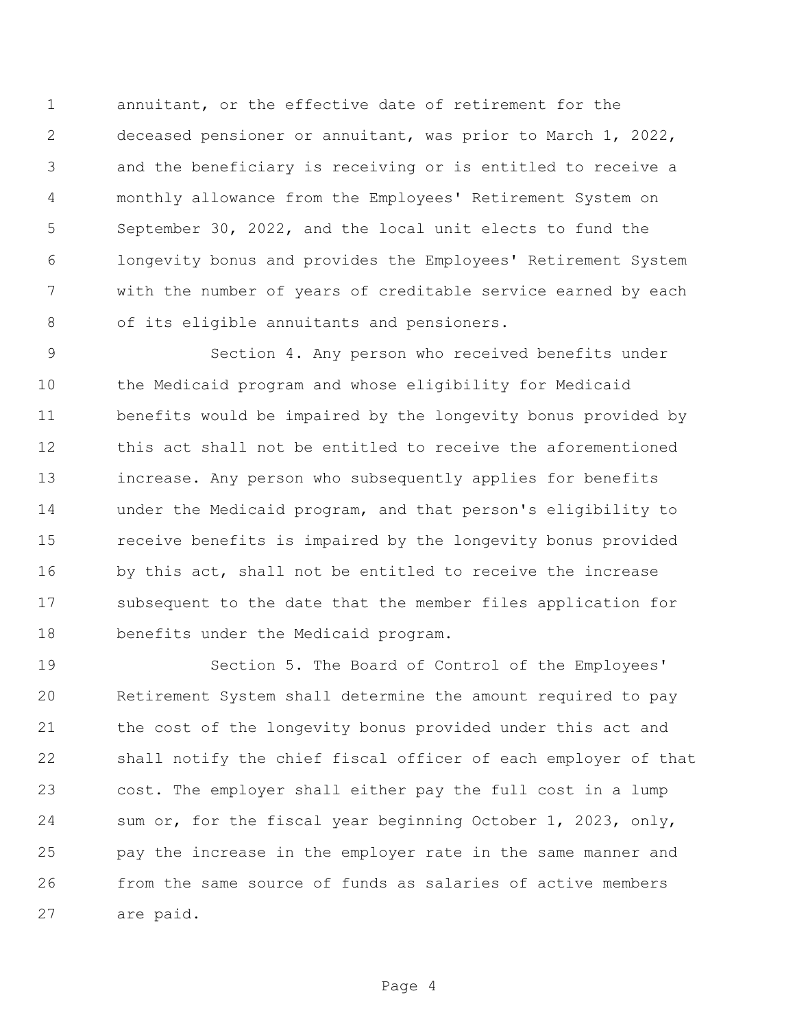annuitant, or the effective date of retirement for the deceased pensioner or annuitant, was prior to March 1, 2022, and the beneficiary is receiving or is entitled to receive a monthly allowance from the Employees' Retirement System on September 30, 2022, and the local unit elects to fund the longevity bonus and provides the Employees' Retirement System with the number of years of creditable service earned by each of its eligible annuitants and pensioners.

Section 4. Any person who received benefits under the Medicaid program and whose eligibility for Medicaid benefits would be impaired by the longevity bonus provided by this act shall not be entitled to receive the aforementioned increase. Any person who subsequently applies for benefits under the Medicaid program, and that person's eligibility to receive benefits is impaired by the longevity bonus provided by this act, shall not be entitled to receive the increase subsequent to the date that the member files application for benefits under the Medicaid program.

Section 5. The Board of Control of the Employees' Retirement System shall determine the amount required to pay the cost of the longevity bonus provided under this act and shall notify the chief fiscal officer of each employer of that cost. The employer shall either pay the full cost in a lump sum or, for the fiscal year beginning October 1, 2023, only, pay the increase in the employer rate in the same manner and from the same source of funds as salaries of active members are paid.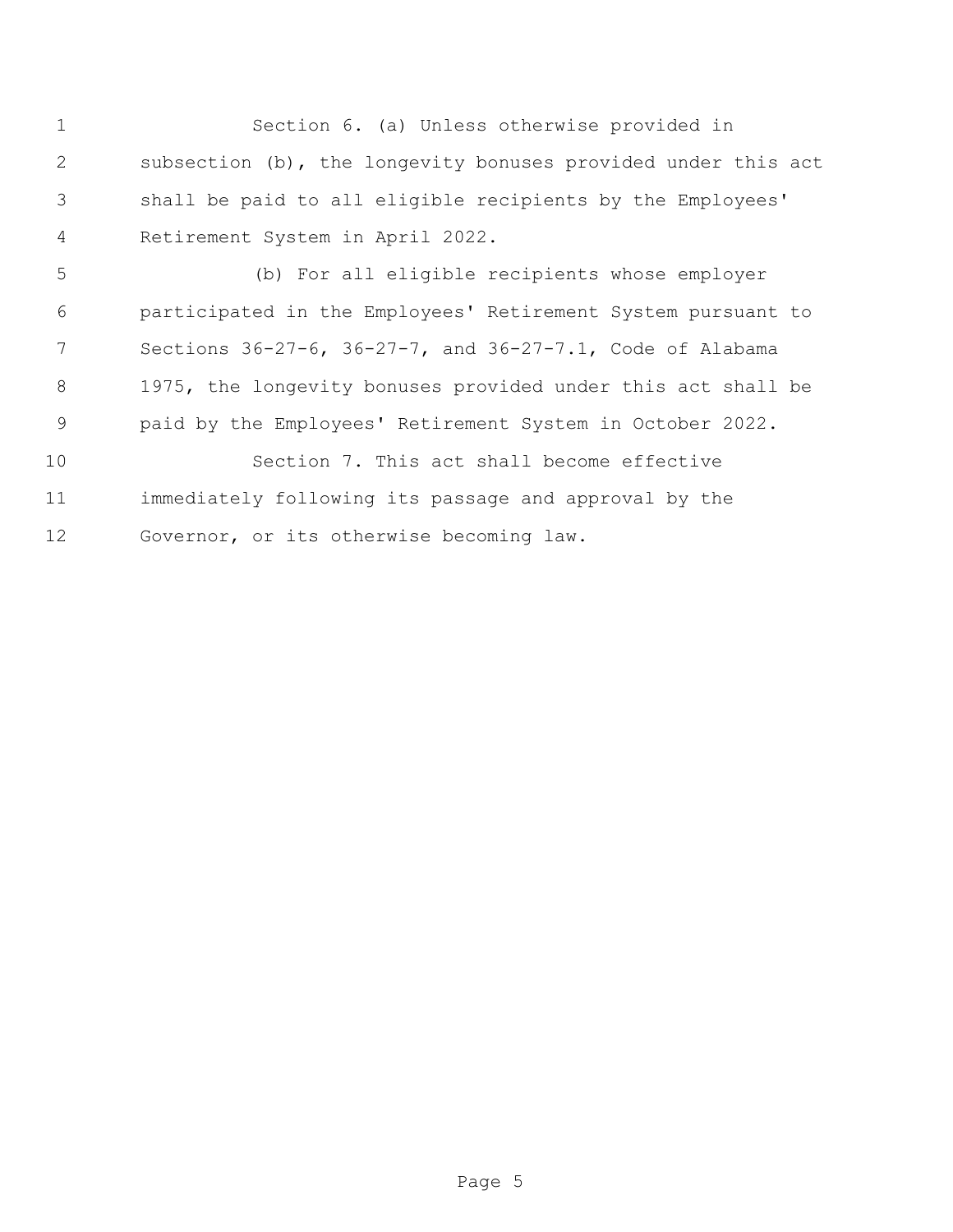Section 6. (a) Unless otherwise provided in subsection (b), the longevity bonuses provided under this act shall be paid to all eligible recipients by the Employees' Retirement System in April 2022.

(b) For all eligible recipients whose employer participated in the Employees' Retirement System pursuant to Sections 36-27-6, 36-27-7, and 36-27-7.1, Code of Alabama 1975, the longevity bonuses provided under this act shall be paid by the Employees' Retirement System in October 2022.

Section 7. This act shall become effective immediately following its passage and approval by the Governor, or its otherwise becoming law.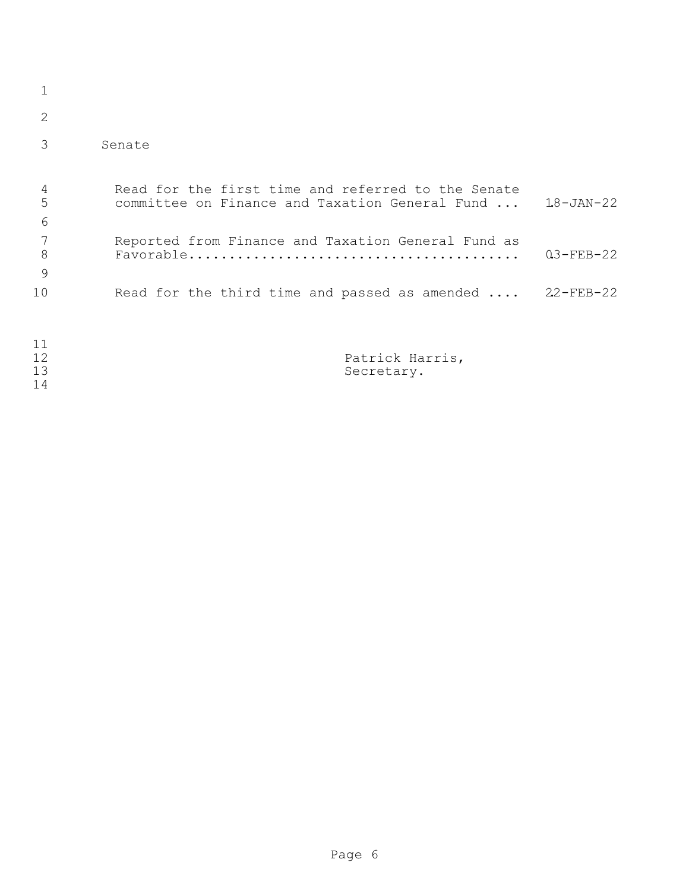Senate

Read for the first time and referred to the Senate committee on Finance and Taxation General Fund ... 18-JAN-22

Reported from Finance and Taxation General Fund as Favorable......................................... 03-FEB-22

Read for the third time and passed as amended .... 22-FEB-22

Patrick Harris,
Secretary.